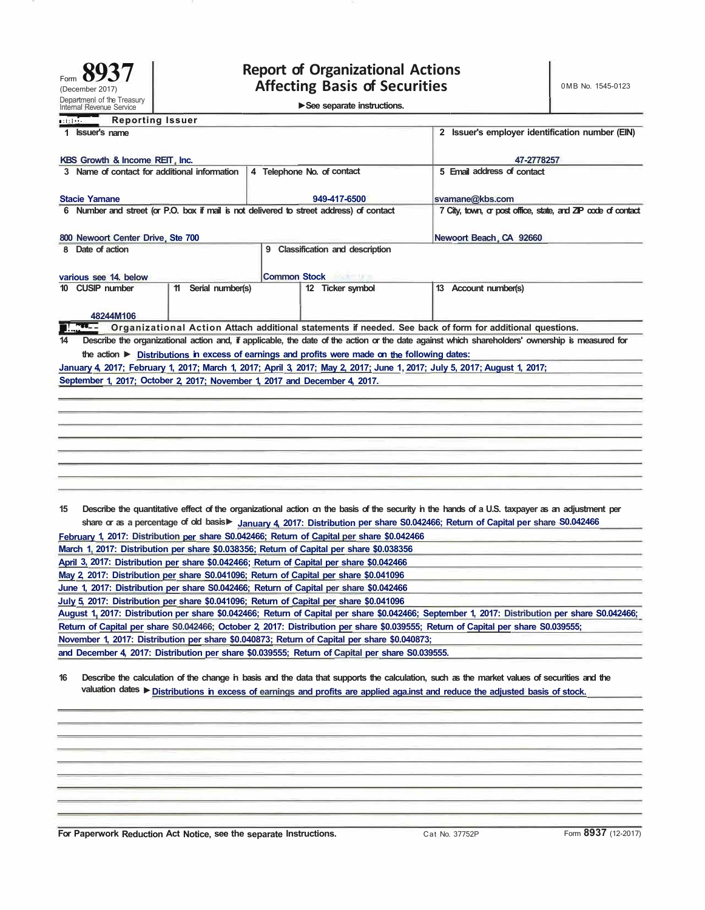Form **8937**
(December 2017)
Department of the Treasury
Internal Revenue Service

# Report of Organizational Actions Affecting Basis of Securities

►See separate instructions.

OMB No. 1545-0123

## Part I Reporting Issuer

| | |
|---|---|
| 1 Issuer's name<br>KBS Growth & Income REIT, Inc. | 2 Issuer's employer identification number (EIN)<br>47-2778257 |
| 3 Name of contact for additional information<br>Stacie Yamane | 4 Telephone No. of contact<br>949-417-6500 |
| 5 Email address of contact<br>svamane@kbs.com | |
| 6 Number and street (or P.O. box if mail is not delivered to street address) of contact<br>800 Newoort Center Drive, Ste 700 | 7 City, town, or post office, state, and ZIP code of contact<br>Newoort Beach, CA 92660 |
| 8 Date of action<br>various see 14. below | 9 Classification and description<br>Common Stock |
| 10 CUSIP number<br>48244M106 | 11 Serial number(s) |
| 12 Ticker symbol | 13 Account number(s) |

## Part II Organizational Action

Attach additional statements if needed. See back of form for additional questions.

**14** Describe the organizational action and, if applicable, the date of the action or the date against which shareholders' ownership is measured for the action ► Distributions in excess of earnings and profits were made on the following dates:
January 4, 2017; February 1, 2017; March 1, 2017; April 3, 2017; May 2, 2017; June 1, 2017; July 5, 2017; August 1, 2017; September 1, 2017; October 2, 2017; November 1, 2017 and December 4, 2017.

**15** Describe the quantitative effect of the organizational action on the basis of the security in the hands of a U.S. taxpayer as an adjustment per share or as a percentage of old basis ► January 4, 2017: Distribution per share S0.042466; Return of Capital per share S0.042466
February 1, 2017: Distribution per share S0.042466; Return of Capital per share $0.042466
March 1, 2017: Distribution per share $0.038356; Return of Capital per share $0.038356
April 3, 2017: Distribution per share $0.042466; Return of Capital per share $0.042466
May 2, 2017: Distribution per share S0.041096; Return of Capital per share $0.041096
June 1, 2017: Distribution per share S0.042466; Return of Capital per share $0.042466
July 5, 2017: Distribution per share $0.041096; Return of Capital per share $0.041096
August 1, 2017: Distribution per share $0.042466; Return of Capital per share $0.042466; September 1, 2017: Distribution per share S0.042466; Return of Capital per share S0.042466; October 2, 2017: Distribution per share $0.039555; Return of Capital per share S0.039555;
November 1, 2017: Distribution per share $0.040873; Return of Capital per share $0.040873;
and December 4, 2017: Distribution per share $0.039555; Return of Capital per share S0.039555.

**16** Describe the calculation of the change in basis and the data that supports the calculation, such as the market values of securities and the valuation dates ► Distributions in excess of earnings and profits are applied against and reduce the adjusted basis of stock.

For Paperwork Reduction Act Notice, see the separate Instructions. Cat No. 37752P Form **8937** (12-2017)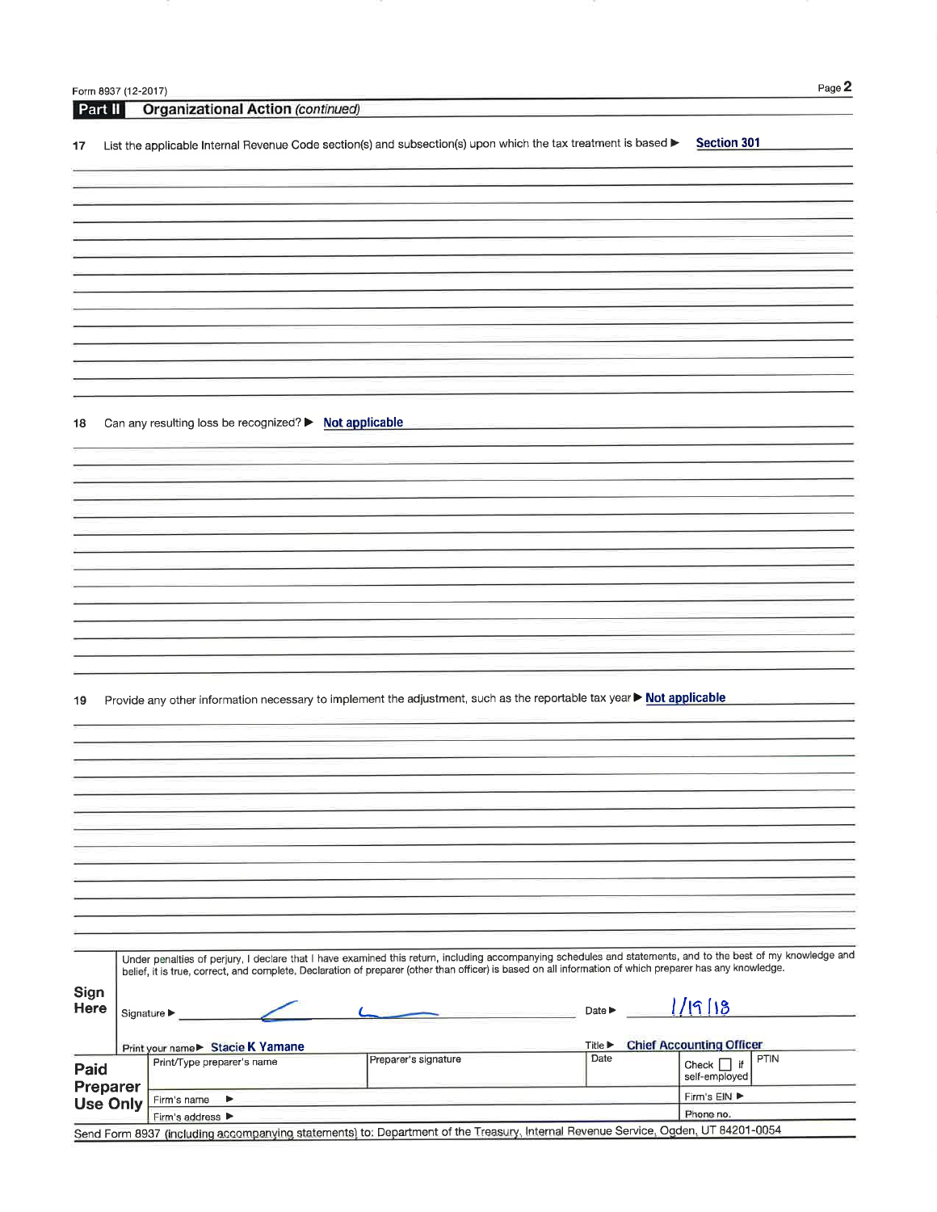Form 8937 (12-2017)

## Part II Organizational Action *(continued)*

**17** List the applicable Internal Revenue Code section(s) and subsection(s) upon which the tax treatment is based ▶ **Section 301**

**18** Can any resulting loss be recognized? ▶ **Not applicable**

**19** Provide any other information necessary to implement the adjustment, such as the reportable tax year ▶ **Not applicable**

**Sign Here**

Under penalties of perjury, I declare that I have examined this return, including accompanying schedules and statements, and to the best of my knowledge and belief, it is true, correct, and complete. Declaration of preparer (other than officer) is based on all information of which preparer has any knowledge.

Signature ▶ [signature] Date ▶ 1/19/18

Print your name ▶ **Stacie K Yamane** Title ▶ **Chief Accounting Officer**

**Paid Preparer Use Only**

| Print/Type preparer's name | Preparer's signature | Date | Check ☐ if self-employed | PTIN |
|---|---|---|---|---|
| | | | | |

| | |
|---|---|
| Firm's name ▶ | Firm's EIN ▶ |
| Firm's address ▶ | Phone no. |

Send Form 8937 (including accompanying statements) to: Department of the Treasury, Internal Revenue Service, Ogden, UT 84201-0054